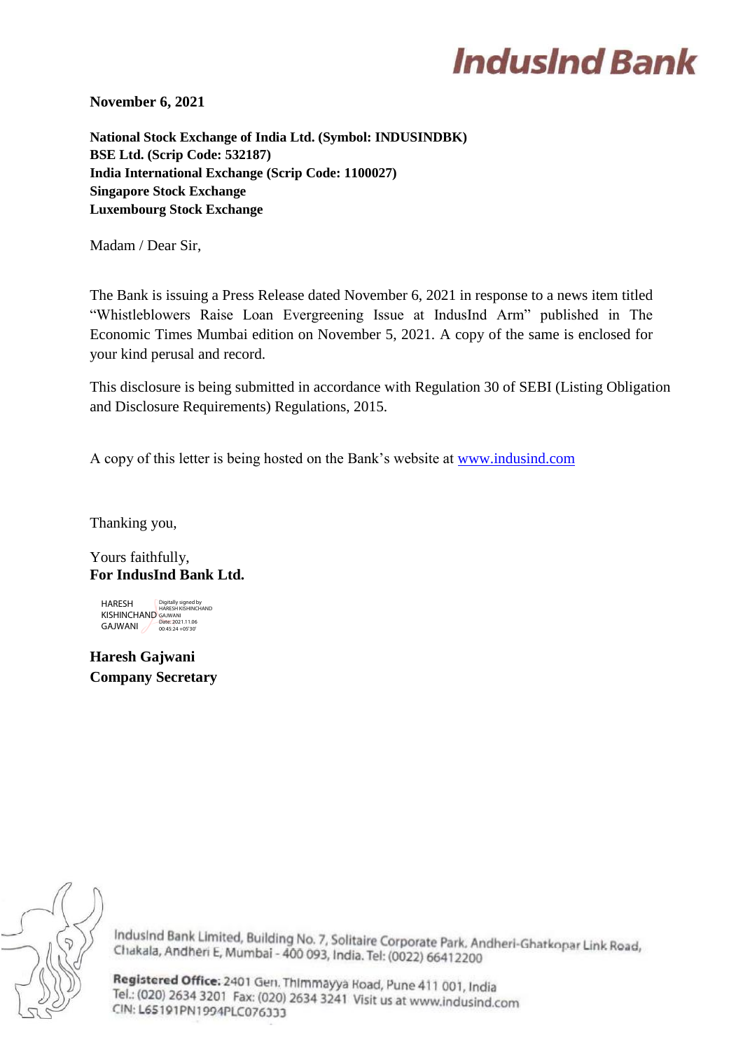**IndusInd Bank**

**November 6, 2021**

**National Stock Exchange of India Ltd. (Symbol: INDUSINDBK)**
**BSE Ltd. (Scrip Code: 532187)**
**India International Exchange (Scrip Code: 1100027)**
**Singapore Stock Exchange**
**Luxembourg Stock Exchange**

Madam / Dear Sir,

The Bank is issuing a Press Release dated November 6, 2021 in response to a news item titled "Whistleblowers Raise Loan Evergreening Issue at IndusInd Arm" published in The Economic Times Mumbai edition on November 5, 2021. A copy of the same is enclosed for your kind perusal and record.

This disclosure is being submitted in accordance with Regulation 30 of SEBI (Listing Obligation and Disclosure Requirements) Regulations, 2015.

A copy of this letter is being hosted on the Bank's website at [www.indusind.com](http://www.indusind.com)

Thanking you,

Yours faithfully,
**For IndusInd Bank Ltd.**

HARESH KISHINCHAND GAJWANI
Digitally signed by HARESH KISHINCHAND GAJWANI
Date: 2021.11.06 00:45:24 +05'30'

**Haresh Gajwani**
**Company Secretary**

IndusInd Bank Limited, Building No. 7, Solitaire Corporate Park, Andheri-Ghatkopar Link Road, Chakala, Andheri E, Mumbai - 400 093, India. Tel: (0022) 66412200

**Registered Office:** 2401 Gen. Thimmayya Road, Pune 411 001, India
Tel.: (020) 2634 3201 Fax: (020) 2634 3241 Visit us at www.indusind.com
CIN: L65191PN1994PLC076333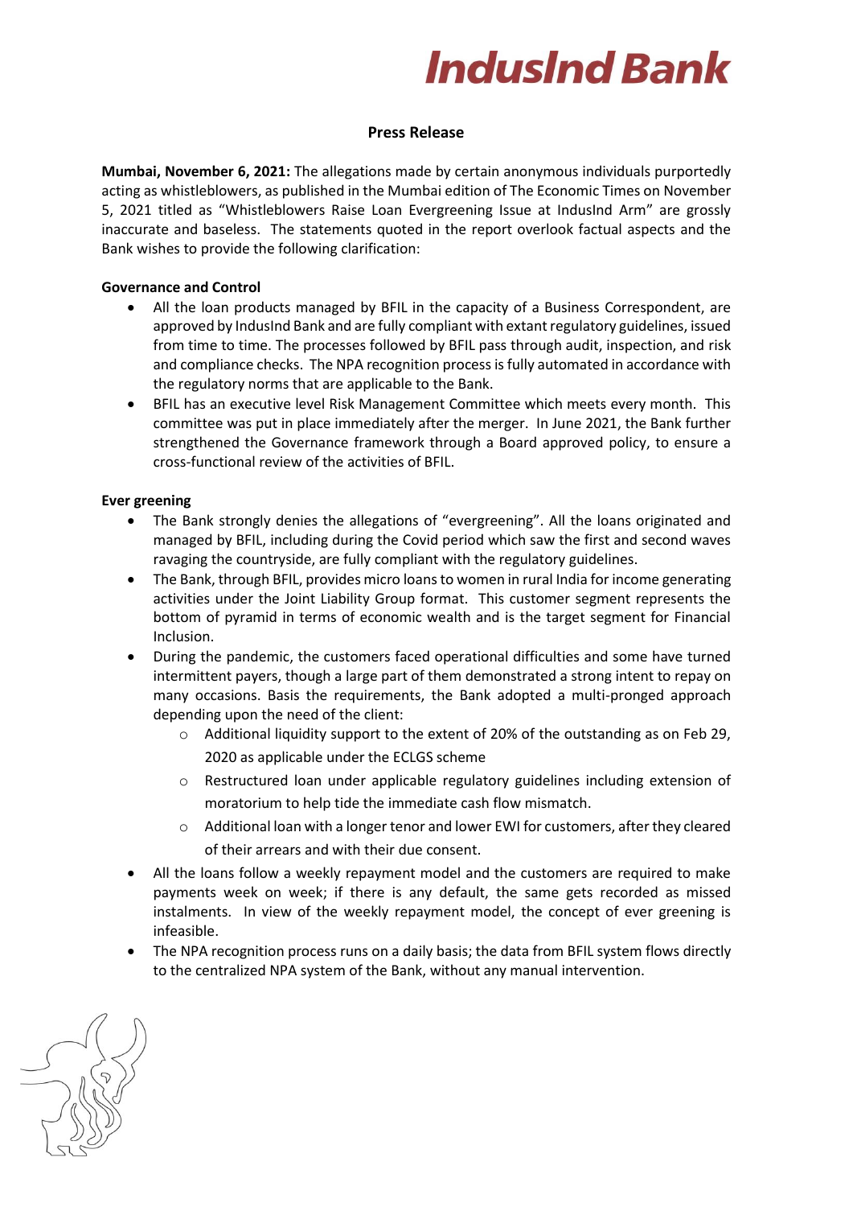# IndusInd Bank

**Press Release**

**Mumbai, November 6, 2021:** The allegations made by certain anonymous individuals purportedly acting as whistleblowers, as published in the Mumbai edition of The Economic Times on November 5, 2021 titled as "Whistleblowers Raise Loan Evergreening Issue at IndusInd Arm" are grossly inaccurate and baseless. The statements quoted in the report overlook factual aspects and the Bank wishes to provide the following clarification:

**Governance and Control**

- All the loan products managed by BFIL in the capacity of a Business Correspondent, are approved by IndusInd Bank and are fully compliant with extant regulatory guidelines, issued from time to time. The processes followed by BFIL pass through audit, inspection, and risk and compliance checks. The NPA recognition process is fully automated in accordance with the regulatory norms that are applicable to the Bank.
- BFIL has an executive level Risk Management Committee which meets every month. This committee was put in place immediately after the merger. In June 2021, the Bank further strengthened the Governance framework through a Board approved policy, to ensure a cross-functional review of the activities of BFIL.

**Ever greening**

- The Bank strongly denies the allegations of "evergreening". All the loans originated and managed by BFIL, including during the Covid period which saw the first and second waves ravaging the countryside, are fully compliant with the regulatory guidelines.
- The Bank, through BFIL, provides micro loans to women in rural India for income generating activities under the Joint Liability Group format. This customer segment represents the bottom of pyramid in terms of economic wealth and is the target segment for Financial Inclusion.
- During the pandemic, the customers faced operational difficulties and some have turned intermittent payers, though a large part of them demonstrated a strong intent to repay on many occasions. Basis the requirements, the Bank adopted a multi-pronged approach depending upon the need of the client:
  - Additional liquidity support to the extent of 20% of the outstanding as on Feb 29, 2020 as applicable under the ECLGS scheme
  - Restructured loan under applicable regulatory guidelines including extension of moratorium to help tide the immediate cash flow mismatch.
  - Additional loan with a longer tenor and lower EWI for customers, after they cleared of their arrears and with their due consent.
- All the loans follow a weekly repayment model and the customers are required to make payments week on week; if there is any default, the same gets recorded as missed instalments. In view of the weekly repayment model, the concept of ever greening is infeasible.
- The NPA recognition process runs on a daily basis; the data from BFIL system flows directly to the centralized NPA system of the Bank, without any manual intervention.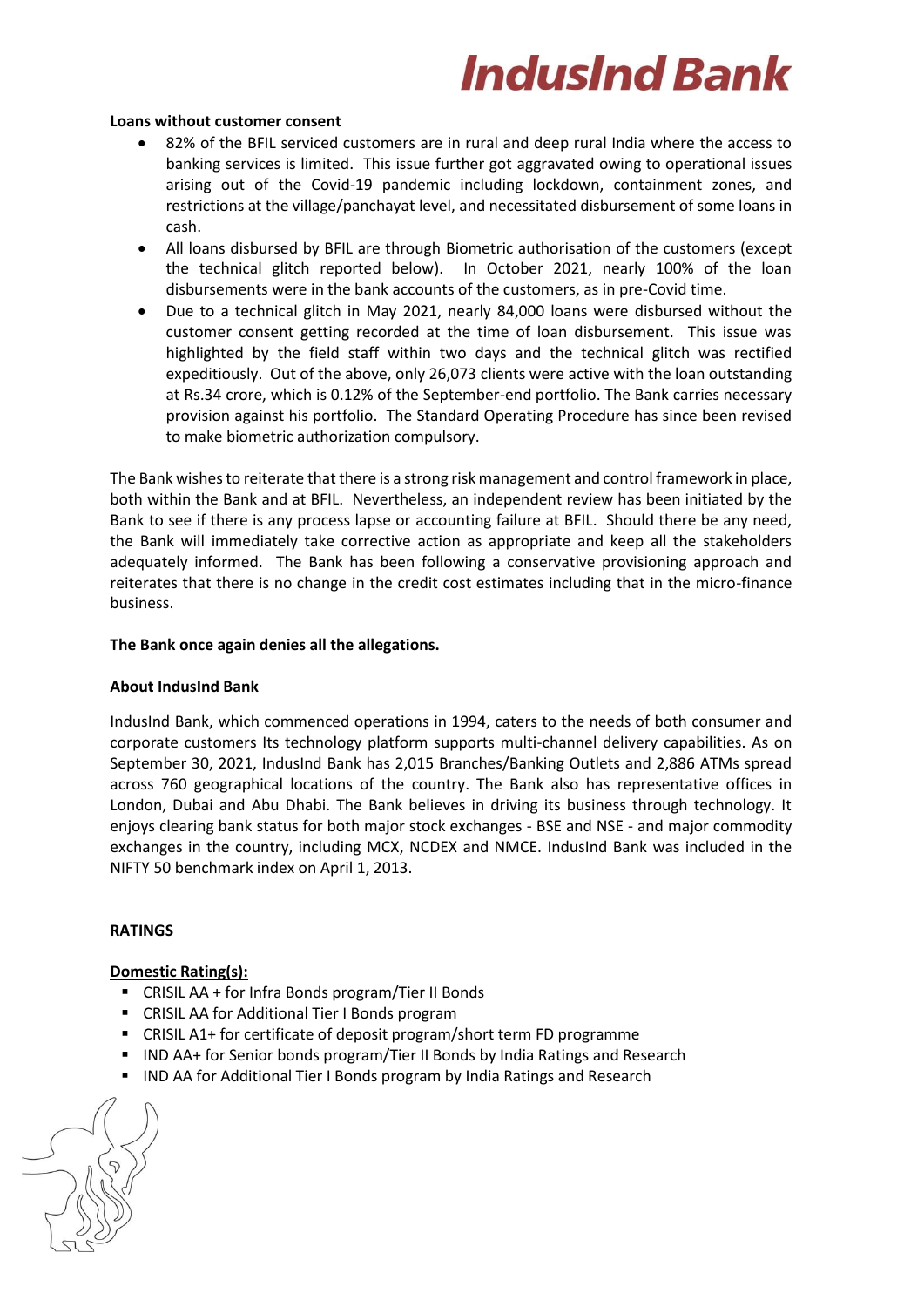**Loans without customer consent**

- 82% of the BFIL serviced customers are in rural and deep rural India where the access to banking services is limited. This issue further got aggravated owing to operational issues arising out of the Covid-19 pandemic including lockdown, containment zones, and restrictions at the village/panchayat level, and necessitated disbursement of some loans in cash.
- All loans disbursed by BFIL are through Biometric authorisation of the customers (except the technical glitch reported below). In October 2021, nearly 100% of the loan disbursements were in the bank accounts of the customers, as in pre-Covid time.
- Due to a technical glitch in May 2021, nearly 84,000 loans were disbursed without the customer consent getting recorded at the time of loan disbursement. This issue was highlighted by the field staff within two days and the technical glitch was rectified expeditiously. Out of the above, only 26,073 clients were active with the loan outstanding at Rs.34 crore, which is 0.12% of the September-end portfolio. The Bank carries necessary provision against his portfolio. The Standard Operating Procedure has since been revised to make biometric authorization compulsory.

The Bank wishes to reiterate that there is a strong risk management and control framework in place, both within the Bank and at BFIL. Nevertheless, an independent review has been initiated by the Bank to see if there is any process lapse or accounting failure at BFIL. Should there be any need, the Bank will immediately take corrective action as appropriate and keep all the stakeholders adequately informed. The Bank has been following a conservative provisioning approach and reiterates that there is no change in the credit cost estimates including that in the micro-finance business.

**The Bank once again denies all the allegations.**

**About IndusInd Bank**

IndusInd Bank, which commenced operations in 1994, caters to the needs of both consumer and corporate customers Its technology platform supports multi-channel delivery capabilities. As on September 30, 2021, IndusInd Bank has 2,015 Branches/Banking Outlets and 2,886 ATMs spread across 760 geographical locations of the country. The Bank also has representative offices in London, Dubai and Abu Dhabi. The Bank believes in driving its business through technology. It enjoys clearing bank status for both major stock exchanges - BSE and NSE - and major commodity exchanges in the country, including MCX, NCDEX and NMCE. IndusInd Bank was included in the NIFTY 50 benchmark index on April 1, 2013.

**RATINGS**

**Domestic Rating(s):**

- CRISIL AA + for Infra Bonds program/Tier II Bonds
- CRISIL AA for Additional Tier I Bonds program
- CRISIL A1+ for certificate of deposit program/short term FD programme
- IND AA+ for Senior bonds program/Tier II Bonds by India Ratings and Research
- IND AA for Additional Tier I Bonds program by India Ratings and Research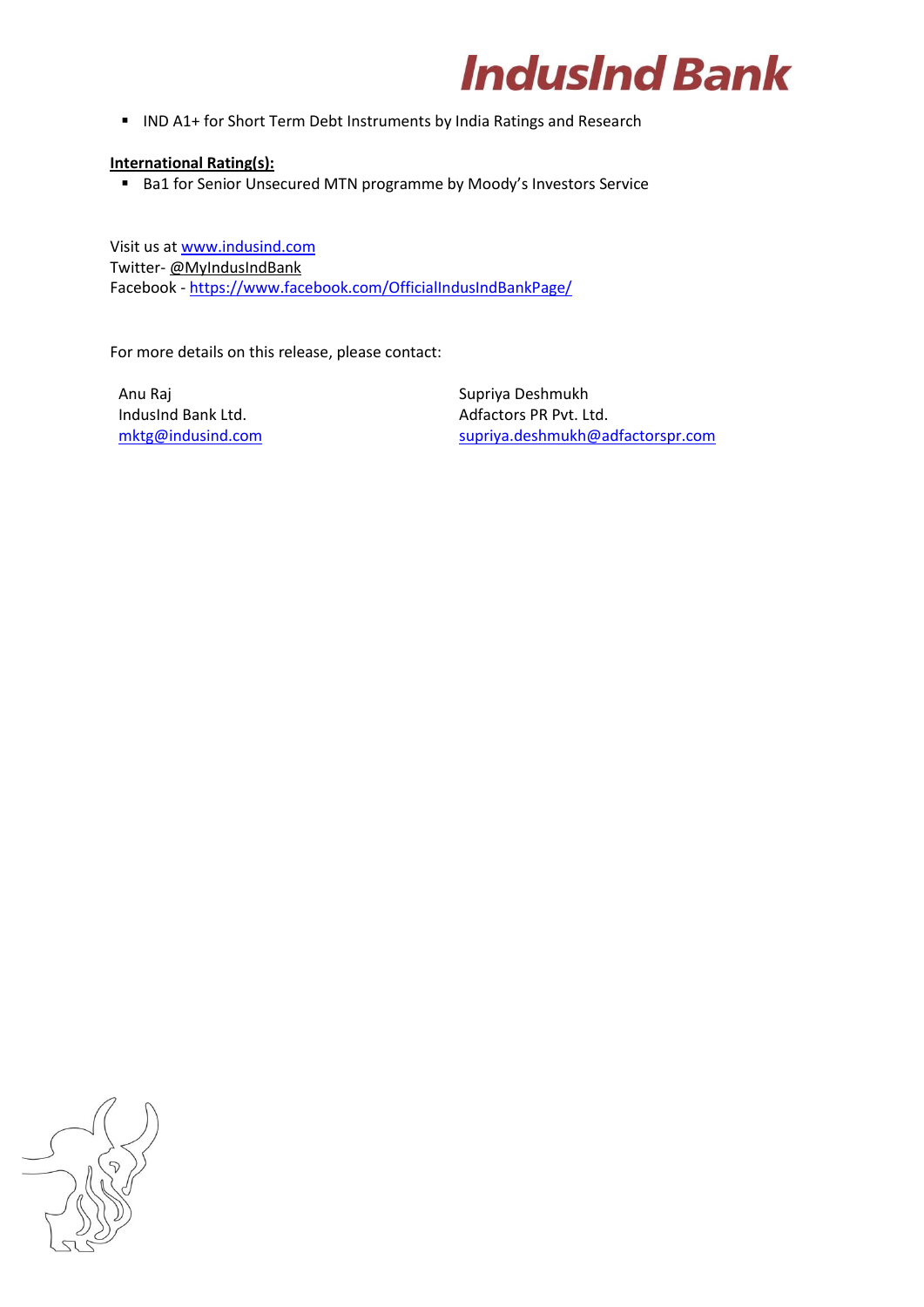- IND A1+ for Short Term Debt Instruments by India Ratings and Research

**International Rating(s):**

- Ba1 for Senior Unsecured MTN programme by Moody's Investors Service

Visit us at www.indusind.com
Twitter- @MyIndusIndBank
Facebook - https://www.facebook.com/OfficialIndusIndBankPage/

For more details on this release, please contact:

Anu Raj
IndusInd Bank Ltd.
mktg@indusind.com

Supriya Deshmukh
Adfactors PR Pvt. Ltd.
supriya.deshmukh@adfactorspr.com